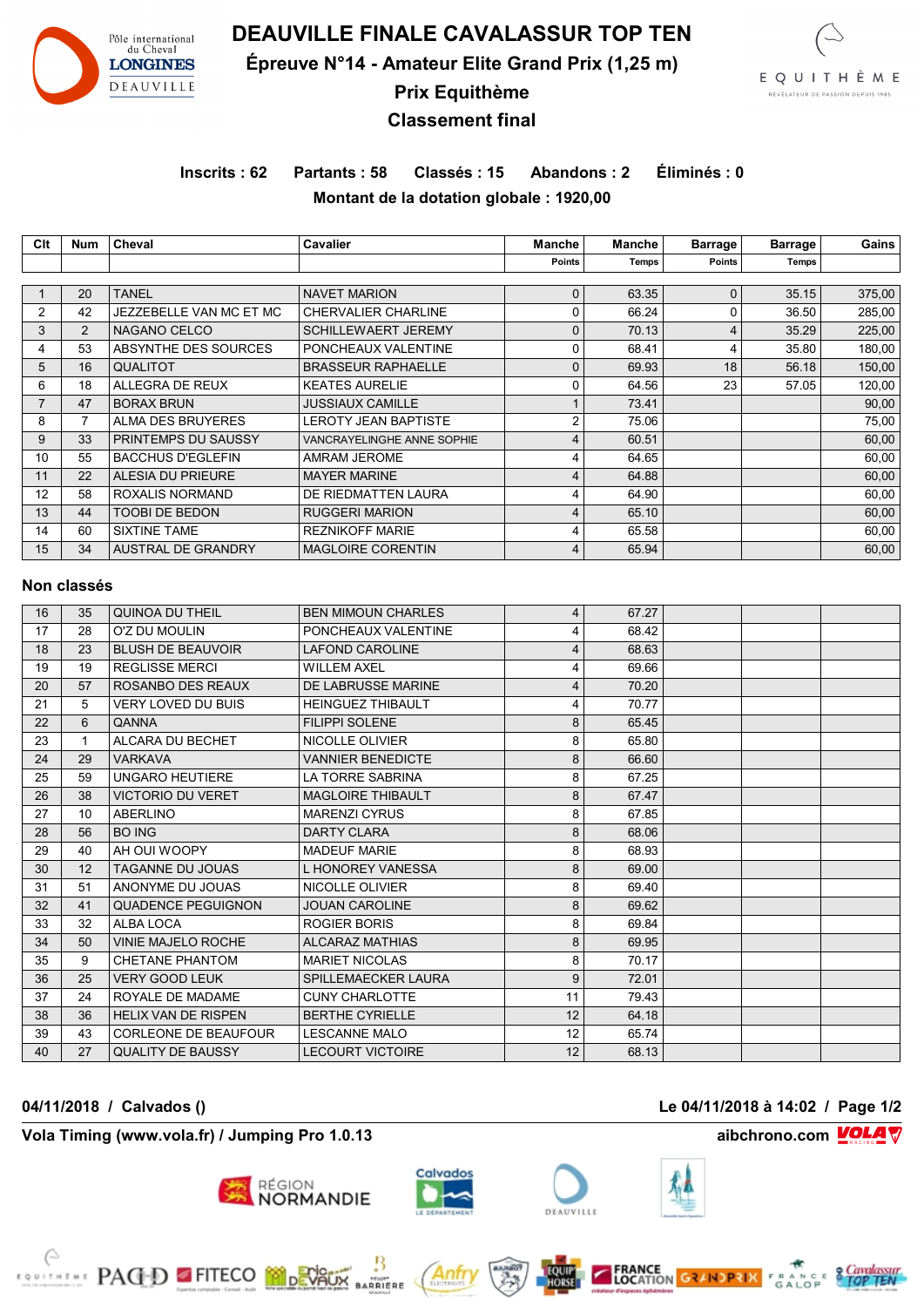# DEAUVILLE FINALE CAVALASSUR TOP TEN

## Épreuve N°14 - Amateur Elite Grand Prix (1,25 m)

## Prix Equithème

## Classement final

**Inscrits : 62 Partants : 58 Classés : 15 Abandons : 2 Éliminés : 0**

**Montant de la dotation globale : 1920,00**

| Clt | Num | Cheval | Cavalier | Manche Points | Manche Temps | Barrage Points | Barrage Temps | Gains |
|---|---|---|---|---|---|---|---|---|
| 1 | 20 | TANEL | NAVET MARION | 0 | 63.35 | 0 | 35.15 | 375,00 |
| 2 | 42 | JEZZEBELLE VAN MC ET MC | CHERVALIER CHARLINE | 0 | 66.24 | 0 | 36.50 | 285,00 |
| 3 | 2 | NAGANO CELCO | SCHILLEWAERT JEREMY | 0 | 70.13 | 4 | 35.29 | 225,00 |
| 4 | 53 | ABSYNTHE DES SOURCES | PONCHEAUX VALENTINE | 0 | 68.41 | 4 | 35.80 | 180,00 |
| 5 | 16 | QUALITOT | BRASSEUR RAPHAELLE | 0 | 69.93 | 18 | 56.18 | 150,00 |
| 6 | 18 | ALLEGRA DE REUX | KEATES AURELIE | 0 | 64.56 | 23 | 57.05 | 120,00 |
| 7 | 47 | BORAX BRUN | JUSSIAUX CAMILLE | 1 | 73.41 | | | 90,00 |
| 8 | 7 | ALMA DES BRUYERES | LEROTY JEAN BAPTISTE | 2 | 75.06 | | | 75,00 |
| 9 | 33 | PRINTEMPS DU SAUSSY | VANCRAYELINGHE ANNE SOPHIE | 4 | 60.51 | | | 60,00 |
| 10 | 55 | BACCHUS D'EGLEFIN | AMRAM JEROME | 4 | 64.65 | | | 60,00 |
| 11 | 22 | ALESIA DU PRIEURE | MAYER MARINE | 4 | 64.88 | | | 60,00 |
| 12 | 58 | ROXALIS NORMAND | DE RIEDMATTEN LAURA | 4 | 64.90 | | | 60,00 |
| 13 | 44 | TOOBI DE BEDON | RUGGERI MARION | 4 | 65.10 | | | 60,00 |
| 14 | 60 | SIXTINE TAME | REZNIKOFF MARIE | 4 | 65.58 | | | 60,00 |
| 15 | 34 | AUSTRAL DE GRANDRY | MAGLOIRE CORENTIN | 4 | 65.94 | | | 60,00 |

### Non classés

| Clt | Num | Cheval | Cavalier | Manche Points | Manche Temps | Barrage Points | Barrage Temps | Gains |
|---|---|---|---|---|---|---|---|---|
| 16 | 35 | QUINOA DU THEIL | BEN MIMOUN CHARLES | 4 | 67.27 | | | |
| 17 | 28 | O'Z DU MOULIN | PONCHEAUX VALENTINE | 4 | 68.42 | | | |
| 18 | 23 | BLUSH DE BEAUVOIR | LAFOND CAROLINE | 4 | 68.63 | | | |
| 19 | 19 | REGLISSE MERCI | WILLEM AXEL | 4 | 69.66 | | | |
| 20 | 57 | ROSANBO DES REAUX | DE LABRUSSE MARINE | 4 | 70.20 | | | |
| 21 | 5 | VERY LOVED DU BUIS | HEINGUEZ THIBAULT | 4 | 70.77 | | | |
| 22 | 6 | QANNA | FILIPPI SOLENE | 8 | 65.45 | | | |
| 23 | 1 | ALCARA DU BECHET | NICOLLE OLIVIER | 8 | 65.80 | | | |
| 24 | 29 | VARKAVA | VANNIER BENEDICTE | 8 | 66.60 | | | |
| 25 | 59 | UNGARO HEUTIERE | LA TORRE SABRINA | 8 | 67.25 | | | |
| 26 | 38 | VICTORIO DU VERET | MAGLOIRE THIBAULT | 8 | 67.47 | | | |
| 27 | 10 | ABERLINO | MARENZI CYRUS | 8 | 67.85 | | | |
| 28 | 56 | BO ING | DARTY CLARA | 8 | 68.06 | | | |
| 29 | 40 | AH OUI WOOPY | MADEUF MARIE | 8 | 68.93 | | | |
| 30 | 12 | TAGANNE DU JOUAS | L HONOREY VANESSA | 8 | 69.00 | | | |
| 31 | 51 | ANONYME DU JOUAS | NICOLLE OLIVIER | 8 | 69.40 | | | |
| 32 | 41 | QUADENCE PEGUIGNON | JOUAN CAROLINE | 8 | 69.62 | | | |
| 33 | 32 | ALBA LOCA | ROGIER BORIS | 8 | 69.84 | | | |
| 34 | 50 | VINIE MAJELO ROCHE | ALCARAZ MATHIAS | 8 | 69.95 | | | |
| 35 | 9 | CHETANE PHANTOM | MARIET NICOLAS | 8 | 70.17 | | | |
| 36 | 25 | VERY GOOD LEUK | SPILLEMAECKER LAURA | 9 | 72.01 | | | |
| 37 | 24 | ROYALE DE MADAME | CUNY CHARLOTTE | 11 | 79.43 | | | |
| 38 | 36 | HELIX VAN DE RISPEN | BERTHE CYRIELLE | 12 | 64.18 | | | |
| 39 | 43 | CORLEONE DE BEAUFOUR | LESCANNE MALO | 12 | 65.74 | | | |
| 40 | 27 | QUALITY DE BAUSSY | LECOURT VICTOIRE | 12 | 68.13 | | | |

**04/11/2018 / Calvados ()** **Le 04/11/2018 à 14:02**

**Vola Timing (www.vola.fr) / Jumping Pro 1.0.13** **aibchrono.com**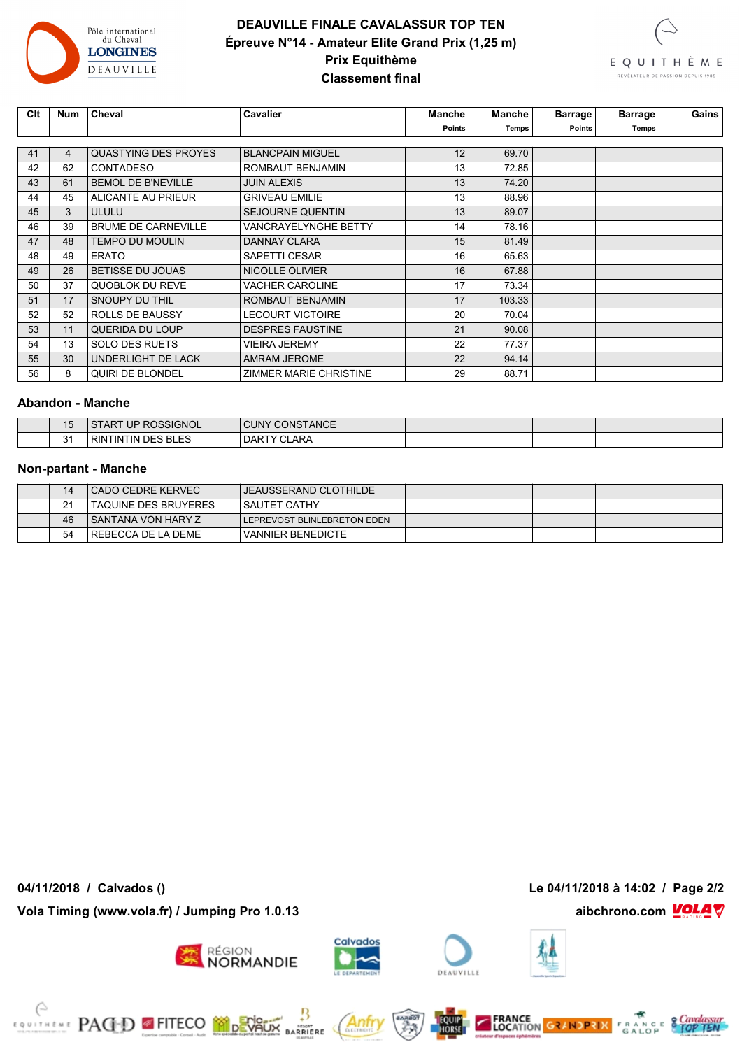# DEAUVILLE FINALE CAVALASSUR TOP TEN

## Épreuve N°14 - Amateur Elite Grand Prix (1,25 m)

## Prix Equithème

## Classement final

| Clt | Num | Cheval | Cavalier | Manche Points | Manche Temps | Barrage Points | Barrage Temps | Gains |
|---|---|---|---|---|---|---|---|---|
| 41 | 4 | QUASTYING DES PROYES | BLANCPAIN MIGUEL | 12 | 69.70 | | | |
| 42 | 62 | CONTADESO | ROMBAUT BENJAMIN | 13 | 72.85 | | | |
| 43 | 61 | BEMOL DE B'NEVILLE | JUIN ALEXIS | 13 | 74.20 | | | |
| 44 | 45 | ALICANTE AU PRIEUR | GRIVEAU EMILIE | 13 | 88.96 | | | |
| 45 | 3 | ULULU | SEJOURNE QUENTIN | 13 | 89.07 | | | |
| 46 | 39 | BRUME DE CARNEVILLE | VANCRAYELYNGHE BETTY | 14 | 78.16 | | | |
| 47 | 48 | TEMPO DU MOULIN | DANNAY CLARA | 15 | 81.49 | | | |
| 48 | 49 | ERATO | SAPETTI CESAR | 16 | 65.63 | | | |
| 49 | 26 | BETISSE DU JOUAS | NICOLLE OLIVIER | 16 | 67.88 | | | |
| 50 | 37 | QUOBLOK DU REVE | VACHER CAROLINE | 17 | 73.34 | | | |
| 51 | 17 | SNOUPY DU THIL | ROMBAUT BENJAMIN | 17 | 103.33 | | | |
| 52 | 52 | ROLLS DE BAUSSY | LECOURT VICTOIRE | 20 | 70.04 | | | |
| 53 | 11 | QUERIDA DU LOUP | DESPRES FAUSTINE | 21 | 90.08 | | | |
| 54 | 13 | SOLO DES RUETS | VIEIRA JEREMY | 22 | 77.37 | | | |
| 55 | 30 | UNDERLIGHT DE LACK | AMRAM JEROME | 22 | 94.14 | | | |
| 56 | 8 | QUIRI DE BLONDEL | ZIMMER MARIE CHRISTINE | 29 | 88.71 | | | |

### Abandon - Manche

| | | | | | | | | |
|---|---|---|---|---|---|---|---|---|
| | 15 | START UP ROSSIGNOL | CUNY CONSTANCE | | | | | |
| | 31 | RINTINTIN DES BLES | DARTY CLARA | | | | | |

### Non-partant - Manche

| | | | | | | | | |
|---|---|---|---|---|---|---|---|---|
| | 14 | CADO CEDRE KERVEC | JEAUSSERAND CLOTHILDE | | | | | |
| | 21 | TAQUINE DES BRUYERES | SAUTET CATHY | | | | | |
| | 46 | SANTANA VON HARY Z | LEPREVOST BLINLEBRETON EDEN | | | | | |
| | 54 | REBECCA DE LA DEME | VANNIER BENEDICTE | | | | | |

**04/11/2018 / Calvados ()** **Le 04/11/2018 à 14:02**

**Vola Timing (www.vola.fr) / Jumping Pro 1.0.13** **aibchrono.com**